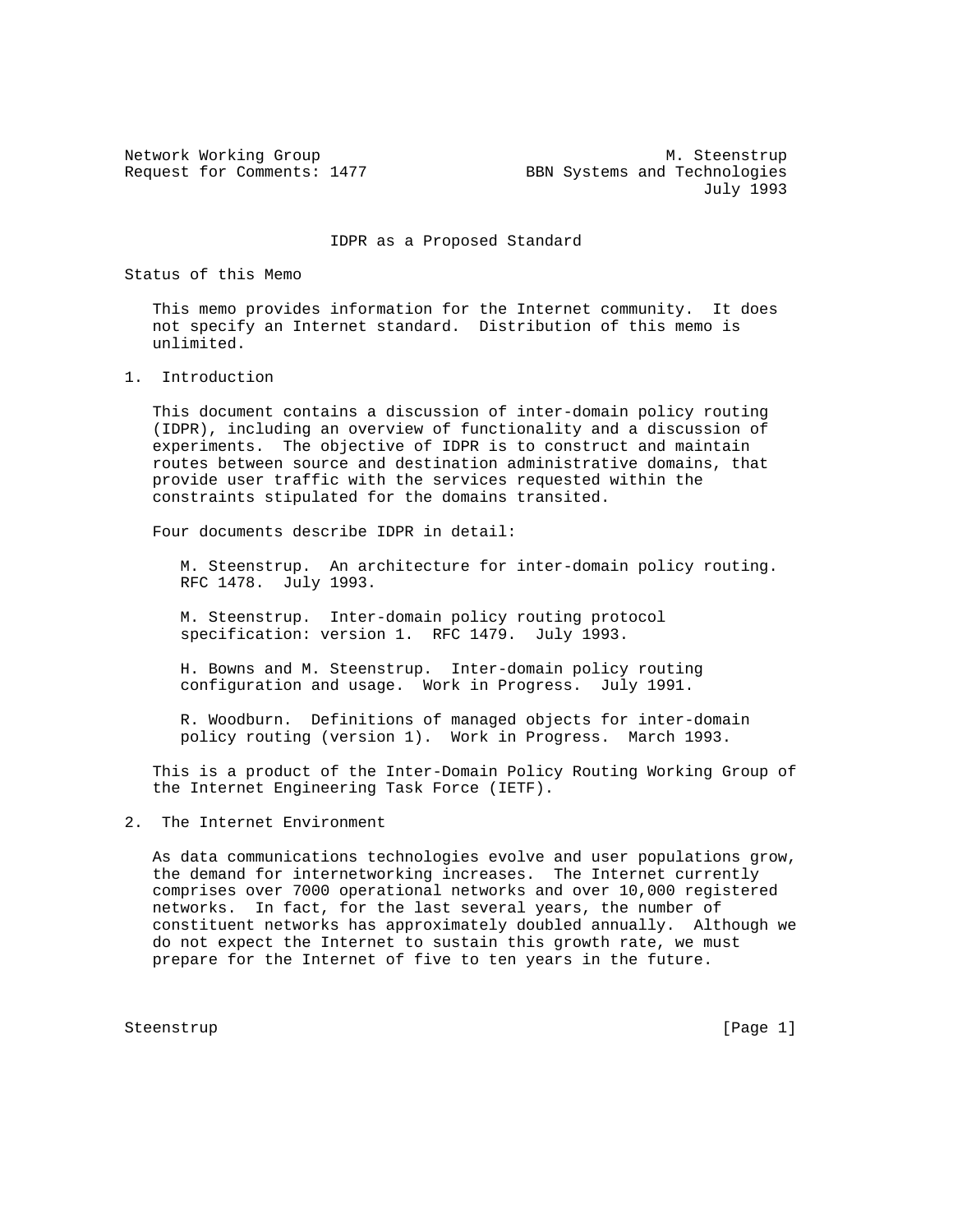Network Working Group M. Steenstrup
Request for Comments: 1477 BBN Systems and Technologies
July 1993

# IDPR as a Proposed Standard

## Status of this Memo

This memo provides information for the Internet community. It does not specify an Internet standard. Distribution of this memo is unlimited.

## 1. Introduction

This document contains a discussion of inter-domain policy routing (IDPR), including an overview of functionality and a discussion of experiments. The objective of IDPR is to construct and maintain routes between source and destination administrative domains, that provide user traffic with the services requested within the constraints stipulated for the domains transited.

Four documents describe IDPR in detail:

M. Steenstrup. An architecture for inter-domain policy routing. RFC 1478. July 1993.

M. Steenstrup. Inter-domain policy routing protocol specification: version 1. RFC 1479. July 1993.

H. Bowns and M. Steenstrup. Inter-domain policy routing configuration and usage. Work in Progress. July 1991.

R. Woodburn. Definitions of managed objects for inter-domain policy routing (version 1). Work in Progress. March 1993.

This is a product of the Inter-Domain Policy Routing Working Group of the Internet Engineering Task Force (IETF).

## 2. The Internet Environment

As data communications technologies evolve and user populations grow, the demand for internetworking increases. The Internet currently comprises over 7000 operational networks and over 10,000 registered networks. In fact, for the last several years, the number of constituent networks has approximately doubled annually. Although we do not expect the Internet to sustain this growth rate, we must prepare for the Internet of five to ten years in the future.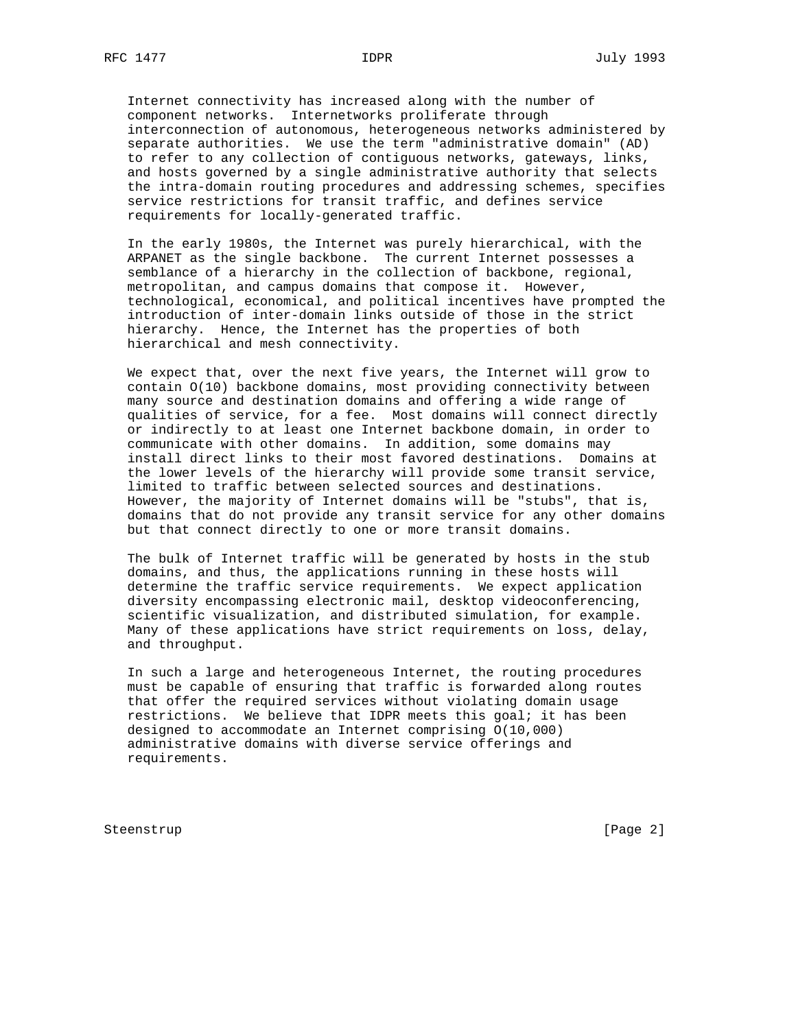Internet connectivity has increased along with the number of component networks. Internetworks proliferate through interconnection of autonomous, heterogeneous networks administered by separate authorities. We use the term "administrative domain" (AD) to refer to any collection of contiguous networks, gateways, links, and hosts governed by a single administrative authority that selects the intra-domain routing procedures and addressing schemes, specifies service restrictions for transit traffic, and defines service requirements for locally-generated traffic.

In the early 1980s, the Internet was purely hierarchical, with the ARPANET as the single backbone. The current Internet possesses a semblance of a hierarchy in the collection of backbone, regional, metropolitan, and campus domains that compose it. However, technological, economical, and political incentives have prompted the introduction of inter-domain links outside of those in the strict hierarchy. Hence, the Internet has the properties of both hierarchical and mesh connectivity.

We expect that, over the next five years, the Internet will grow to contain O(10) backbone domains, most providing connectivity between many source and destination domains and offering a wide range of qualities of service, for a fee. Most domains will connect directly or indirectly to at least one Internet backbone domain, in order to communicate with other domains. In addition, some domains may install direct links to their most favored destinations. Domains at the lower levels of the hierarchy will provide some transit service, limited to traffic between selected sources and destinations. However, the majority of Internet domains will be "stubs", that is, domains that do not provide any transit service for any other domains but that connect directly to one or more transit domains.

The bulk of Internet traffic will be generated by hosts in the stub domains, and thus, the applications running in these hosts will determine the traffic service requirements. We expect application diversity encompassing electronic mail, desktop videoconferencing, scientific visualization, and distributed simulation, for example. Many of these applications have strict requirements on loss, delay, and throughput.

In such a large and heterogeneous Internet, the routing procedures must be capable of ensuring that traffic is forwarded along routes that offer the required services without violating domain usage restrictions. We believe that IDPR meets this goal; it has been designed to accommodate an Internet comprising O(10,000) administrative domains with diverse service offerings and requirements.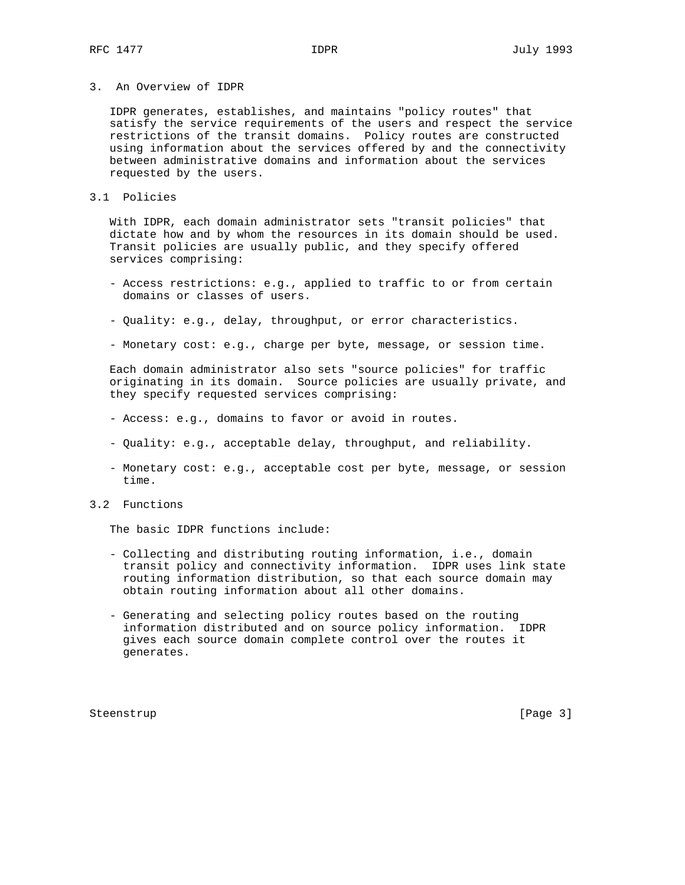## 3. An Overview of IDPR

IDPR generates, establishes, and maintains "policy routes" that satisfy the service requirements of the users and respect the service restrictions of the transit domains. Policy routes are constructed using information about the services offered by and the connectivity between administrative domains and information about the services requested by the users.

### 3.1 Policies

With IDPR, each domain administrator sets "transit policies" that dictate how and by whom the resources in its domain should be used. Transit policies are usually public, and they specify offered services comprising:

- Access restrictions: e.g., applied to traffic to or from certain domains or classes of users.
- Quality: e.g., delay, throughput, or error characteristics.
- Monetary cost: e.g., charge per byte, message, or session time.

Each domain administrator also sets "source policies" for traffic originating in its domain. Source policies are usually private, and they specify requested services comprising:

- Access: e.g., domains to favor or avoid in routes.
- Quality: e.g., acceptable delay, throughput, and reliability.
- Monetary cost: e.g., acceptable cost per byte, message, or session time.

### 3.2 Functions

The basic IDPR functions include:

- Collecting and distributing routing information, i.e., domain transit policy and connectivity information. IDPR uses link state routing information distribution, so that each source domain may obtain routing information about all other domains.
- Generating and selecting policy routes based on the routing information distributed and on source policy information. IDPR gives each source domain complete control over the routes it generates.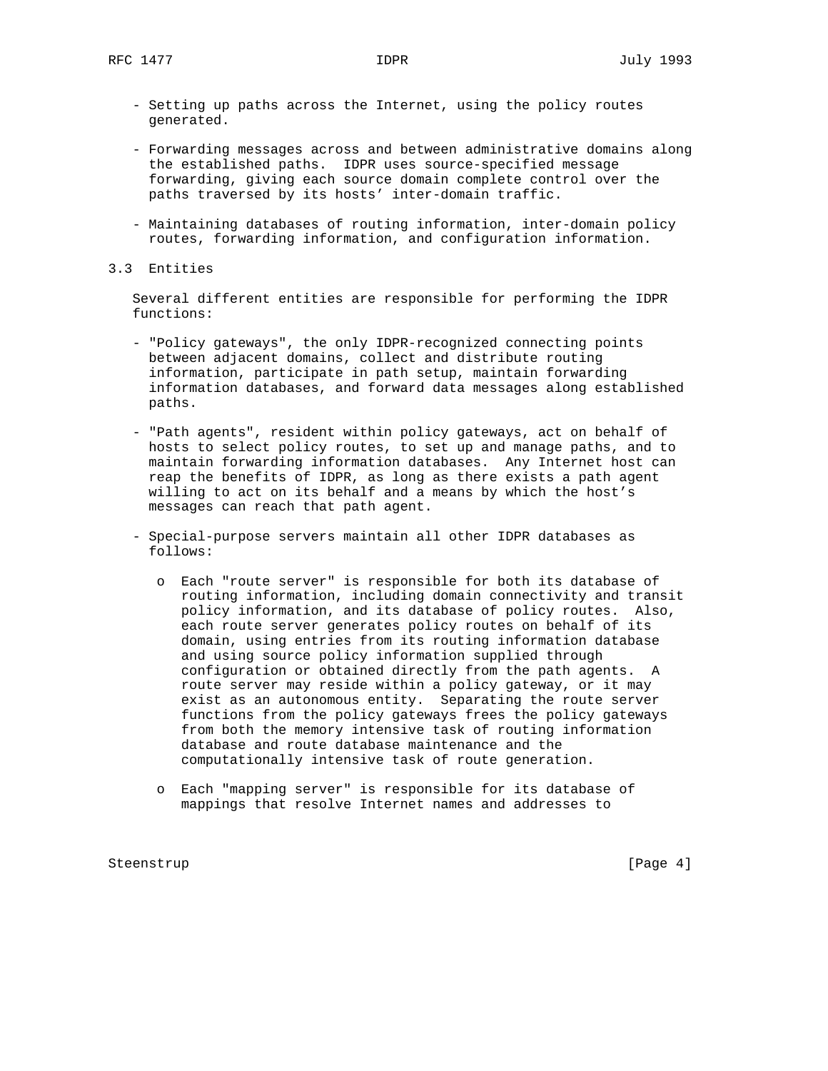- Setting up paths across the Internet, using the policy routes generated.

- Forwarding messages across and between administrative domains along the established paths. IDPR uses source-specified message forwarding, giving each source domain complete control over the paths traversed by its hosts' inter-domain traffic.

- Maintaining databases of routing information, inter-domain policy routes, forwarding information, and configuration information.

### 3.3 Entities

Several different entities are responsible for performing the IDPR functions:

- "Policy gateways", the only IDPR-recognized connecting points between adjacent domains, collect and distribute routing information, participate in path setup, maintain forwarding information databases, and forward data messages along established paths.

- "Path agents", resident within policy gateways, act on behalf of hosts to select policy routes, to set up and manage paths, and to maintain forwarding information databases. Any Internet host can reap the benefits of IDPR, as long as there exists a path agent willing to act on its behalf and a means by which the host's messages can reach that path agent.

- Special-purpose servers maintain all other IDPR databases as follows:

  - Each "route server" is responsible for both its database of routing information, including domain connectivity and transit policy information, and its database of policy routes. Also, each route server generates policy routes on behalf of its domain, using entries from its routing information database and using source policy information supplied through configuration or obtained directly from the path agents. A route server may reside within a policy gateway, or it may exist as an autonomous entity. Separating the route server functions from the policy gateways frees the policy gateways from both the memory intensive task of routing information database and route database maintenance and the computationally intensive task of route generation.

  - Each "mapping server" is responsible for its database of mappings that resolve Internet names and addresses to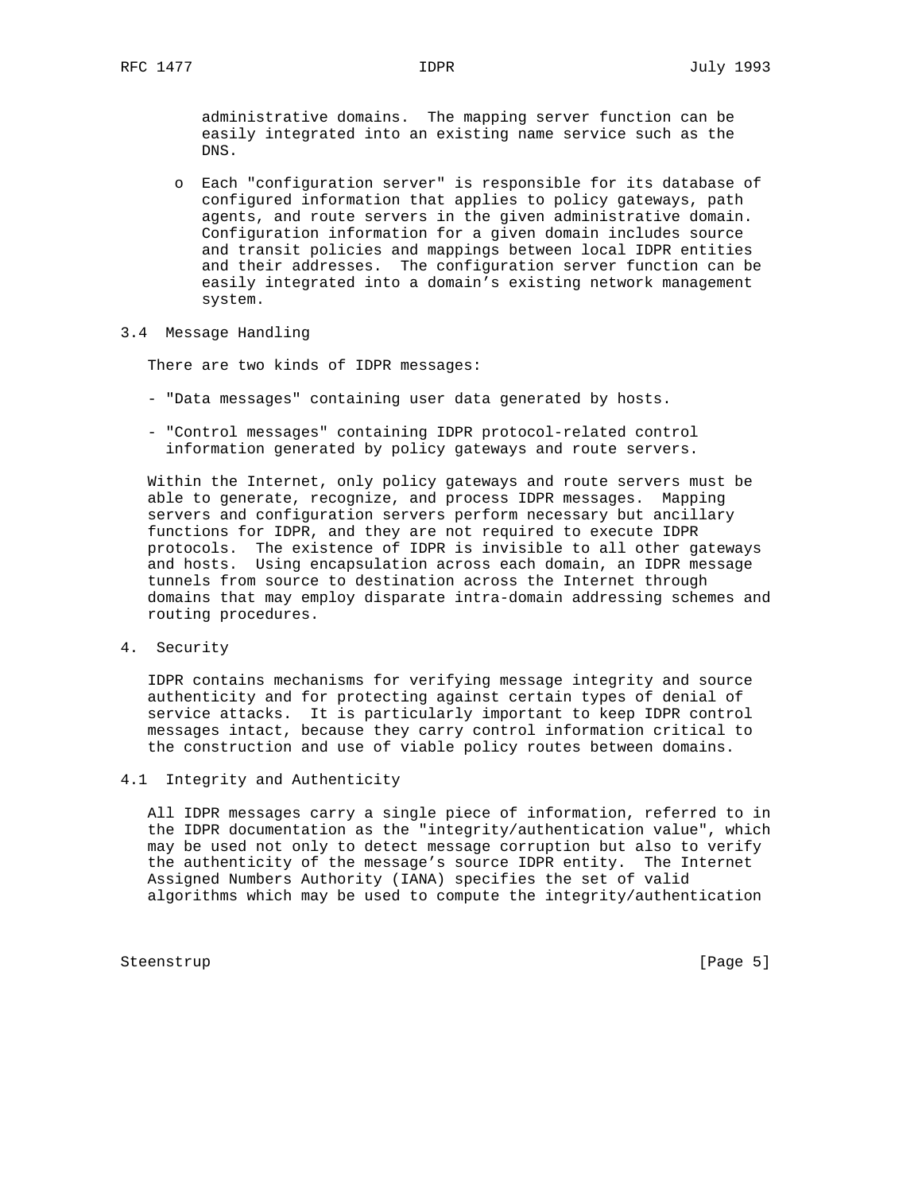administrative domains. The mapping server function can be easily integrated into an existing name service such as the DNS.

- Each "configuration server" is responsible for its database of configured information that applies to policy gateways, path agents, and route servers in the given administrative domain. Configuration information for a given domain includes source and transit policies and mappings between local IDPR entities and their addresses. The configuration server function can be easily integrated into a domain's existing network management system.

### 3.4 Message Handling

There are two kinds of IDPR messages:

- "Data messages" containing user data generated by hosts.

- "Control messages" containing IDPR protocol-related control information generated by policy gateways and route servers.

Within the Internet, only policy gateways and route servers must be able to generate, recognize, and process IDPR messages. Mapping servers and configuration servers perform necessary but ancillary functions for IDPR, and they are not required to execute IDPR protocols. The existence of IDPR is invisible to all other gateways and hosts. Using encapsulation across each domain, an IDPR message tunnels from source to destination across the Internet through domains that may employ disparate intra-domain addressing schemes and routing procedures.

## 4. Security

IDPR contains mechanisms for verifying message integrity and source authenticity and for protecting against certain types of denial of service attacks. It is particularly important to keep IDPR control messages intact, because they carry control information critical to the construction and use of viable policy routes between domains.

### 4.1 Integrity and Authenticity

All IDPR messages carry a single piece of information, referred to in the IDPR documentation as the "integrity/authentication value", which may be used not only to detect message corruption but also to verify the authenticity of the message's source IDPR entity. The Internet Assigned Numbers Authority (IANA) specifies the set of valid algorithms which may be used to compute the integrity/authentication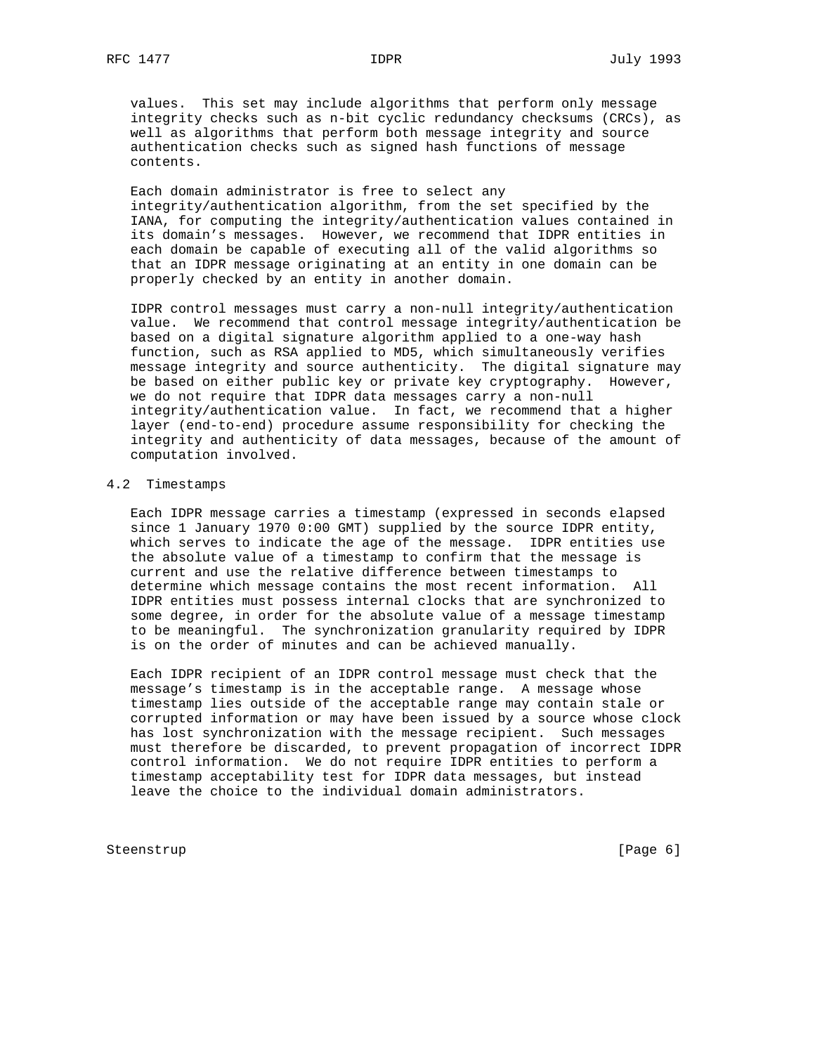values. This set may include algorithms that perform only message integrity checks such as n-bit cyclic redundancy checksums (CRCs), as well as algorithms that perform both message integrity and source authentication checks such as signed hash functions of message contents.

Each domain administrator is free to select any integrity/authentication algorithm, from the set specified by the IANA, for computing the integrity/authentication values contained in its domain's messages. However, we recommend that IDPR entities in each domain be capable of executing all of the valid algorithms so that an IDPR message originating at an entity in one domain can be properly checked by an entity in another domain.

IDPR control messages must carry a non-null integrity/authentication value. We recommend that control message integrity/authentication be based on a digital signature algorithm applied to a one-way hash function, such as RSA applied to MD5, which simultaneously verifies message integrity and source authenticity. The digital signature may be based on either public key or private key cryptography. However, we do not require that IDPR data messages carry a non-null integrity/authentication value. In fact, we recommend that a higher layer (end-to-end) procedure assume responsibility for checking the integrity and authenticity of data messages, because of the amount of computation involved.

## 4.2 Timestamps

Each IDPR message carries a timestamp (expressed in seconds elapsed since 1 January 1970 0:00 GMT) supplied by the source IDPR entity, which serves to indicate the age of the message. IDPR entities use the absolute value of a timestamp to confirm that the message is current and use the relative difference between timestamps to determine which message contains the most recent information. All IDPR entities must possess internal clocks that are synchronized to some degree, in order for the absolute value of a message timestamp to be meaningful. The synchronization granularity required by IDPR is on the order of minutes and can be achieved manually.

Each IDPR recipient of an IDPR control message must check that the message's timestamp is in the acceptable range. A message whose timestamp lies outside of the acceptable range may contain stale or corrupted information or may have been issued by a source whose clock has lost synchronization with the message recipient. Such messages must therefore be discarded, to prevent propagation of incorrect IDPR control information. We do not require IDPR entities to perform a timestamp acceptability test for IDPR data messages, but instead leave the choice to the individual domain administrators.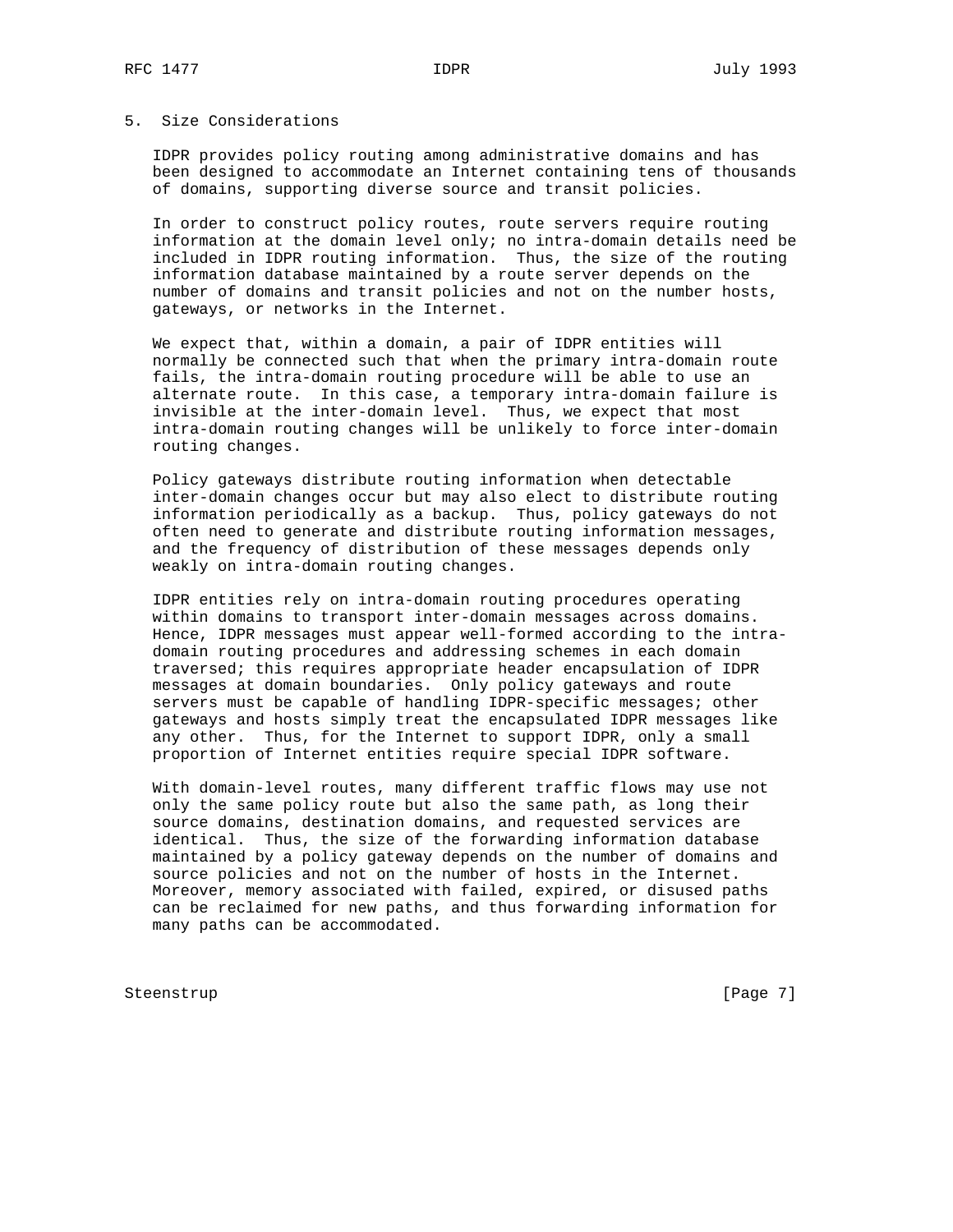## 5. Size Considerations

IDPR provides policy routing among administrative domains and has been designed to accommodate an Internet containing tens of thousands of domains, supporting diverse source and transit policies.

In order to construct policy routes, route servers require routing information at the domain level only; no intra-domain details need be included in IDPR routing information. Thus, the size of the routing information database maintained by a route server depends on the number of domains and transit policies and not on the number hosts, gateways, or networks in the Internet.

We expect that, within a domain, a pair of IDPR entities will normally be connected such that when the primary intra-domain route fails, the intra-domain routing procedure will be able to use an alternate route. In this case, a temporary intra-domain failure is invisible at the inter-domain level. Thus, we expect that most intra-domain routing changes will be unlikely to force inter-domain routing changes.

Policy gateways distribute routing information when detectable inter-domain changes occur but may also elect to distribute routing information periodically as a backup. Thus, policy gateways do not often need to generate and distribute routing information messages, and the frequency of distribution of these messages depends only weakly on intra-domain routing changes.

IDPR entities rely on intra-domain routing procedures operating within domains to transport inter-domain messages across domains. Hence, IDPR messages must appear well-formed according to the intra-domain routing procedures and addressing schemes in each domain traversed; this requires appropriate header encapsulation of IDPR messages at domain boundaries. Only policy gateways and route servers must be capable of handling IDPR-specific messages; other gateways and hosts simply treat the encapsulated IDPR messages like any other. Thus, for the Internet to support IDPR, only a small proportion of Internet entities require special IDPR software.

With domain-level routes, many different traffic flows may use not only the same policy route but also the same path, as long their source domains, destination domains, and requested services are identical. Thus, the size of the forwarding information database maintained by a policy gateway depends on the number of domains and source policies and not on the number of hosts in the Internet. Moreover, memory associated with failed, expired, or disused paths can be reclaimed for new paths, and thus forwarding information for many paths can be accommodated.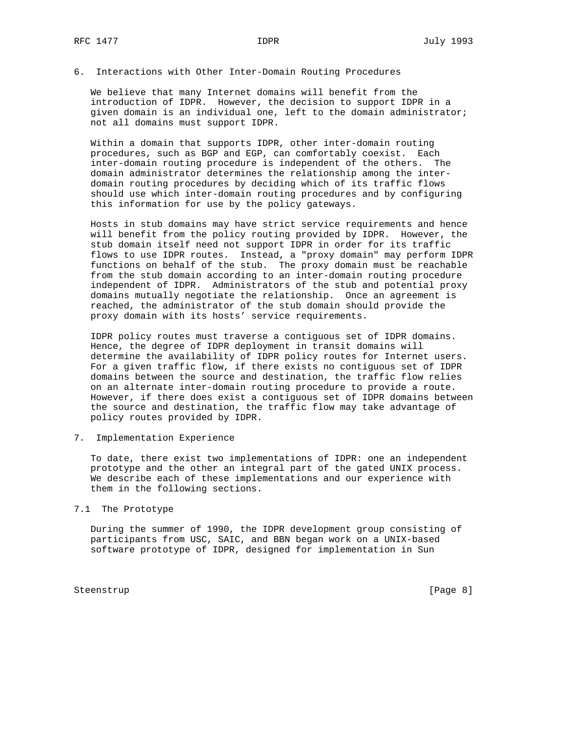## 6. Interactions with Other Inter-Domain Routing Procedures

We believe that many Internet domains will benefit from the introduction of IDPR. However, the decision to support IDPR in a given domain is an individual one, left to the domain administrator; not all domains must support IDPR.

Within a domain that supports IDPR, other inter-domain routing procedures, such as BGP and EGP, can comfortably coexist. Each inter-domain routing procedure is independent of the others. The domain administrator determines the relationship among the inter-domain routing procedures by deciding which of its traffic flows should use which inter-domain routing procedures and by configuring this information for use by the policy gateways.

Hosts in stub domains may have strict service requirements and hence will benefit from the policy routing provided by IDPR. However, the stub domain itself need not support IDPR in order for its traffic flows to use IDPR routes. Instead, a "proxy domain" may perform IDPR functions on behalf of the stub. The proxy domain must be reachable from the stub domain according to an inter-domain routing procedure independent of IDPR. Administrators of the stub and potential proxy domains mutually negotiate the relationship. Once an agreement is reached, the administrator of the stub domain should provide the proxy domain with its hosts' service requirements.

IDPR policy routes must traverse a contiguous set of IDPR domains. Hence, the degree of IDPR deployment in transit domains will determine the availability of IDPR policy routes for Internet users. For a given traffic flow, if there exists no contiguous set of IDPR domains between the source and destination, the traffic flow relies on an alternate inter-domain routing procedure to provide a route. However, if there does exist a contiguous set of IDPR domains between the source and destination, the traffic flow may take advantage of policy routes provided by IDPR.

## 7. Implementation Experience

To date, there exist two implementations of IDPR: one an independent prototype and the other an integral part of the gated UNIX process. We describe each of these implementations and our experience with them in the following sections.

### 7.1 The Prototype

During the summer of 1990, the IDPR development group consisting of participants from USC, SAIC, and BBN began work on a UNIX-based software prototype of IDPR, designed for implementation in Sun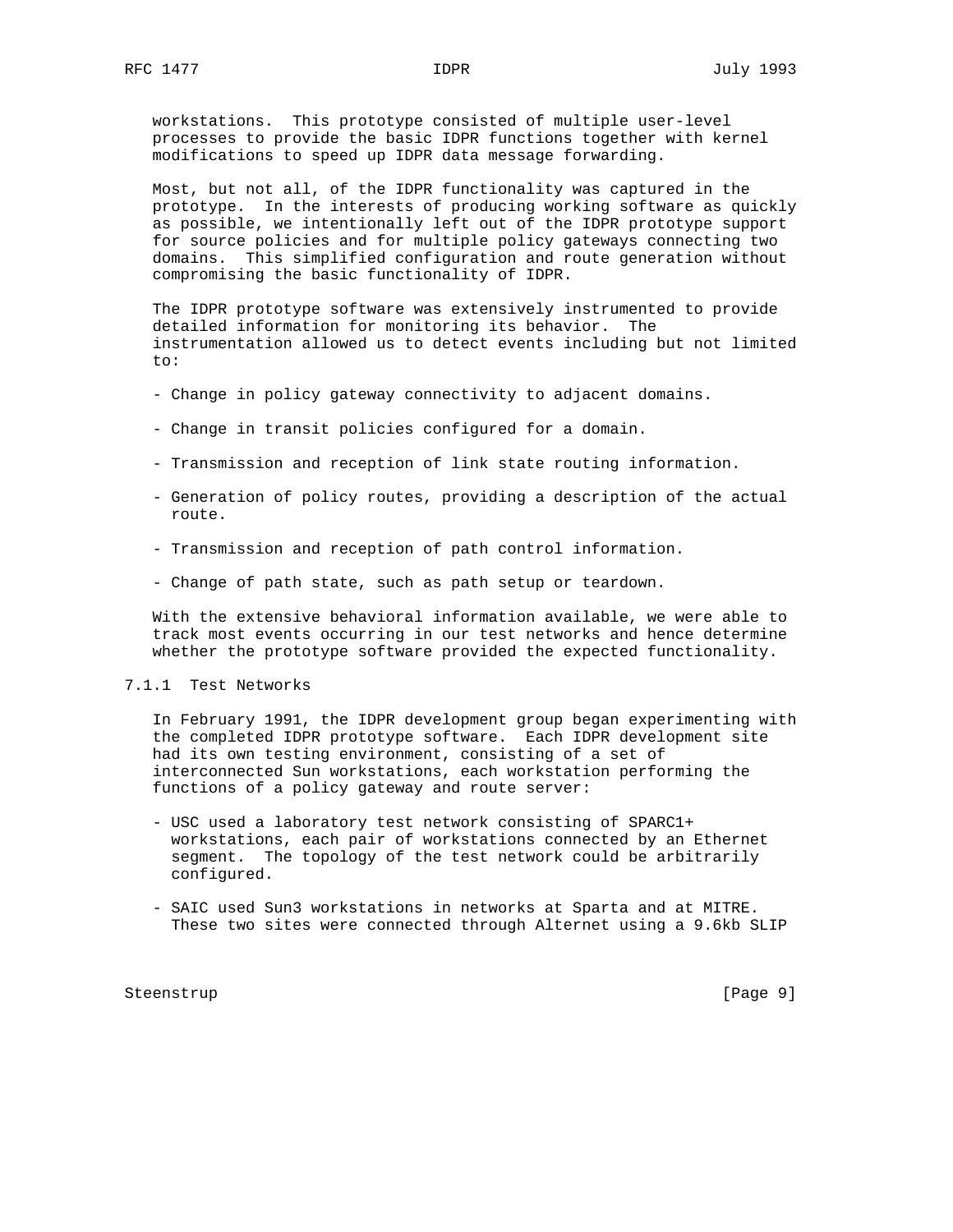workstations. This prototype consisted of multiple user-level processes to provide the basic IDPR functions together with kernel modifications to speed up IDPR data message forwarding.

Most, but not all, of the IDPR functionality was captured in the prototype. In the interests of producing working software as quickly as possible, we intentionally left out of the IDPR prototype support for source policies and for multiple policy gateways connecting two domains. This simplified configuration and route generation without compromising the basic functionality of IDPR.

The IDPR prototype software was extensively instrumented to provide detailed information for monitoring its behavior. The instrumentation allowed us to detect events including but not limited to:

- Change in policy gateway connectivity to adjacent domains.
- Change in transit policies configured for a domain.
- Transmission and reception of link state routing information.
- Generation of policy routes, providing a description of the actual route.
- Transmission and reception of path control information.
- Change of path state, such as path setup or teardown.

With the extensive behavioral information available, we were able to track most events occurring in our test networks and hence determine whether the prototype software provided the expected functionality.

### 7.1.1 Test Networks

In February 1991, the IDPR development group began experimenting with the completed IDPR prototype software. Each IDPR development site had its own testing environment, consisting of a set of interconnected Sun workstations, each workstation performing the functions of a policy gateway and route server:

- USC used a laboratory test network consisting of SPARC1+ workstations, each pair of workstations connected by an Ethernet segment. The topology of the test network could be arbitrarily configured.
- SAIC used Sun3 workstations in networks at Sparta and at MITRE. These two sites were connected through Alternet using a 9.6kb SLIP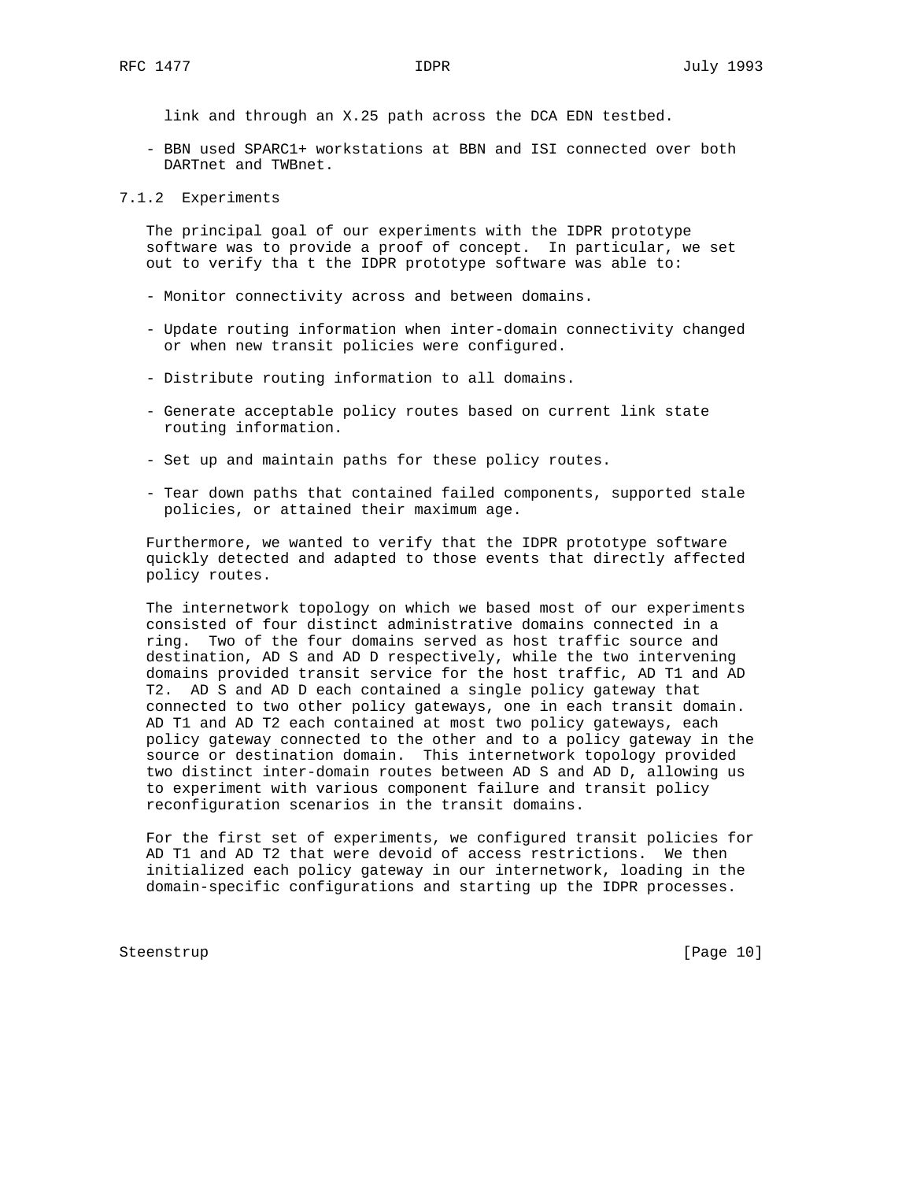link and through an X.25 path across the DCA EDN testbed.

- BBN used SPARC1+ workstations at BBN and ISI connected over both DARTnet and TWBnet.

### 7.1.2 Experiments

The principal goal of our experiments with the IDPR prototype software was to provide a proof of concept. In particular, we set out to verify tha t the IDPR prototype software was able to:

- Monitor connectivity across and between domains.

- Update routing information when inter-domain connectivity changed or when new transit policies were configured.

- Distribute routing information to all domains.

- Generate acceptable policy routes based on current link state routing information.

- Set up and maintain paths for these policy routes.

- Tear down paths that contained failed components, supported stale policies, or attained their maximum age.

Furthermore, we wanted to verify that the IDPR prototype software quickly detected and adapted to those events that directly affected policy routes.

The internetwork topology on which we based most of our experiments consisted of four distinct administrative domains connected in a ring. Two of the four domains served as host traffic source and destination, AD S and AD D respectively, while the two intervening domains provided transit service for the host traffic, AD T1 and AD T2. AD S and AD D each contained a single policy gateway that connected to two other policy gateways, one in each transit domain. AD T1 and AD T2 each contained at most two policy gateways, each policy gateway connected to the other and to a policy gateway in the source or destination domain. This internetwork topology provided two distinct inter-domain routes between AD S and AD D, allowing us to experiment with various component failure and transit policy reconfiguration scenarios in the transit domains.

For the first set of experiments, we configured transit policies for AD T1 and AD T2 that were devoid of access restrictions. We then initialized each policy gateway in our internetwork, loading in the domain-specific configurations and starting up the IDPR processes.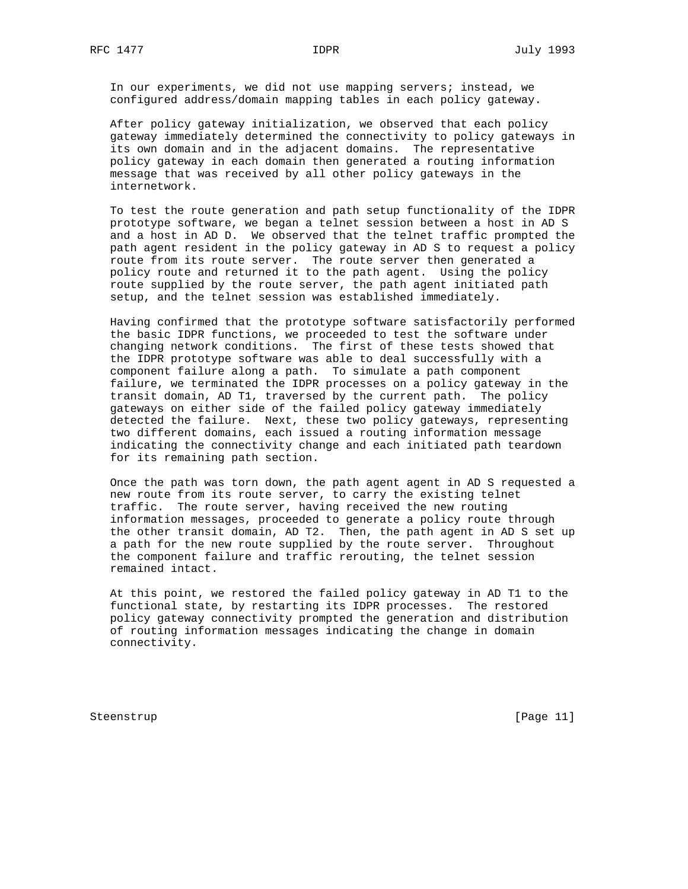In our experiments, we did not use mapping servers; instead, we configured address/domain mapping tables in each policy gateway.

After policy gateway initialization, we observed that each policy gateway immediately determined the connectivity to policy gateways in its own domain and in the adjacent domains. The representative policy gateway in each domain then generated a routing information message that was received by all other policy gateways in the internetwork.

To test the route generation and path setup functionality of the IDPR prototype software, we began a telnet session between a host in AD S and a host in AD D. We observed that the telnet traffic prompted the path agent resident in the policy gateway in AD S to request a policy route from its route server. The route server then generated a policy route and returned it to the path agent. Using the policy route supplied by the route server, the path agent initiated path setup, and the telnet session was established immediately.

Having confirmed that the prototype software satisfactorily performed the basic IDPR functions, we proceeded to test the software under changing network conditions. The first of these tests showed that the IDPR prototype software was able to deal successfully with a component failure along a path. To simulate a path component failure, we terminated the IDPR processes on a policy gateway in the transit domain, AD T1, traversed by the current path. The policy gateways on either side of the failed policy gateway immediately detected the failure. Next, these two policy gateways, representing two different domains, each issued a routing information message indicating the connectivity change and each initiated path teardown for its remaining path section.

Once the path was torn down, the path agent agent in AD S requested a new route from its route server, to carry the existing telnet traffic. The route server, having received the new routing information messages, proceeded to generate a policy route through the other transit domain, AD T2. Then, the path agent in AD S set up a path for the new route supplied by the route server. Throughout the component failure and traffic rerouting, the telnet session remained intact.

At this point, we restored the failed policy gateway in AD T1 to the functional state, by restarting its IDPR processes. The restored policy gateway connectivity prompted the generation and distribution of routing information messages indicating the change in domain connectivity.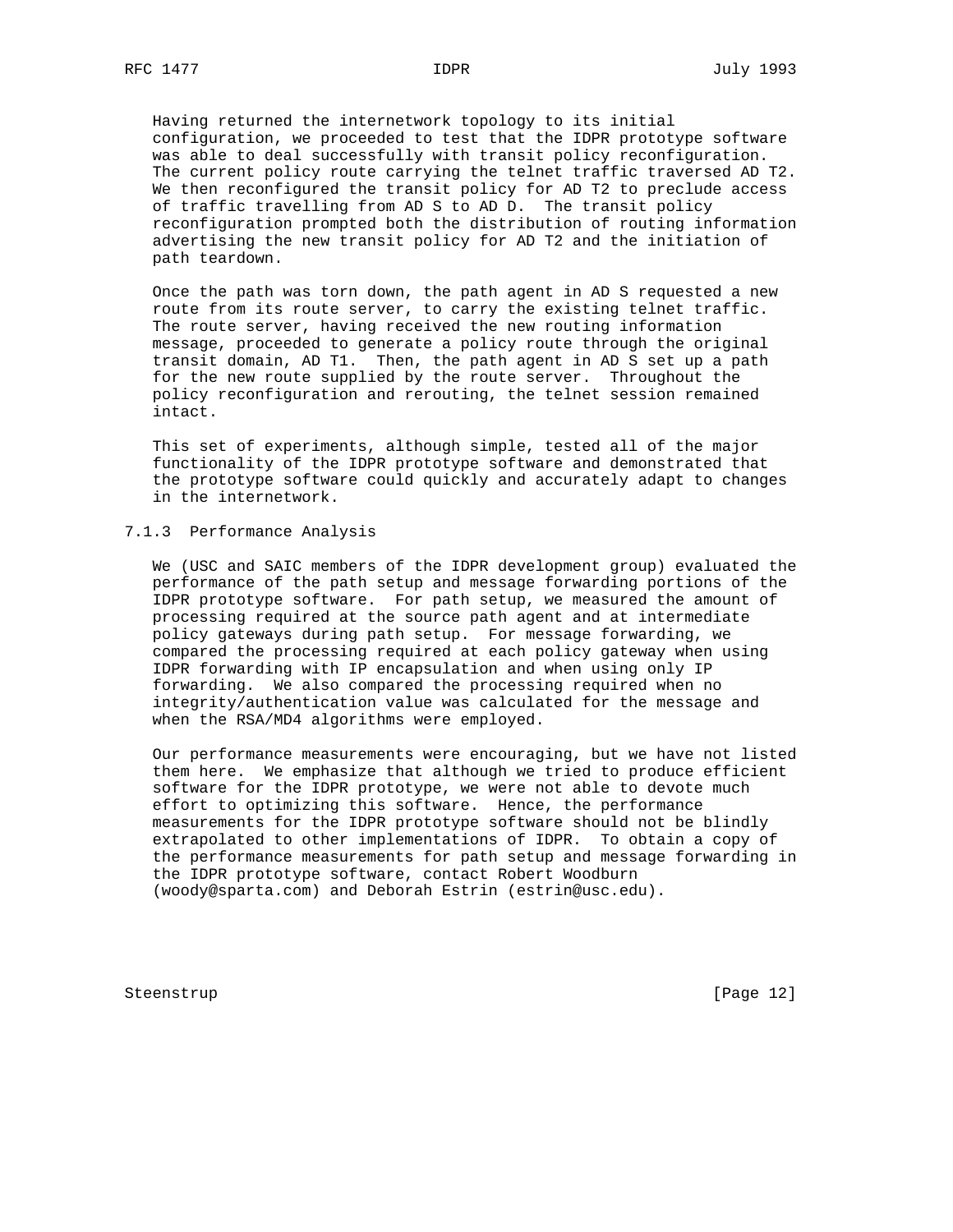Having returned the internetwork topology to its initial configuration, we proceeded to test that the IDPR prototype software was able to deal successfully with transit policy reconfiguration. The current policy route carrying the telnet traffic traversed AD T2. We then reconfigured the transit policy for AD T2 to preclude access of traffic travelling from AD S to AD D. The transit policy reconfiguration prompted both the distribution of routing information advertising the new transit policy for AD T2 and the initiation of path teardown.

Once the path was torn down, the path agent in AD S requested a new route from its route server, to carry the existing telnet traffic. The route server, having received the new routing information message, proceeded to generate a policy route through the original transit domain, AD T1. Then, the path agent in AD S set up a path for the new route supplied by the route server. Throughout the policy reconfiguration and rerouting, the telnet session remained intact.

This set of experiments, although simple, tested all of the major functionality of the IDPR prototype software and demonstrated that the prototype software could quickly and accurately adapt to changes in the internetwork.

### 7.1.3 Performance Analysis

We (USC and SAIC members of the IDPR development group) evaluated the performance of the path setup and message forwarding portions of the IDPR prototype software. For path setup, we measured the amount of processing required at the source path agent and at intermediate policy gateways during path setup. For message forwarding, we compared the processing required at each policy gateway when using IDPR forwarding with IP encapsulation and when using only IP forwarding. We also compared the processing required when no integrity/authentication value was calculated for the message and when the RSA/MD4 algorithms were employed.

Our performance measurements were encouraging, but we have not listed them here. We emphasize that although we tried to produce efficient software for the IDPR prototype, we were not able to devote much effort to optimizing this software. Hence, the performance measurements for the IDPR prototype software should not be blindly extrapolated to other implementations of IDPR. To obtain a copy of the performance measurements for path setup and message forwarding in the IDPR prototype software, contact Robert Woodburn (woody@sparta.com) and Deborah Estrin (estrin@usc.edu).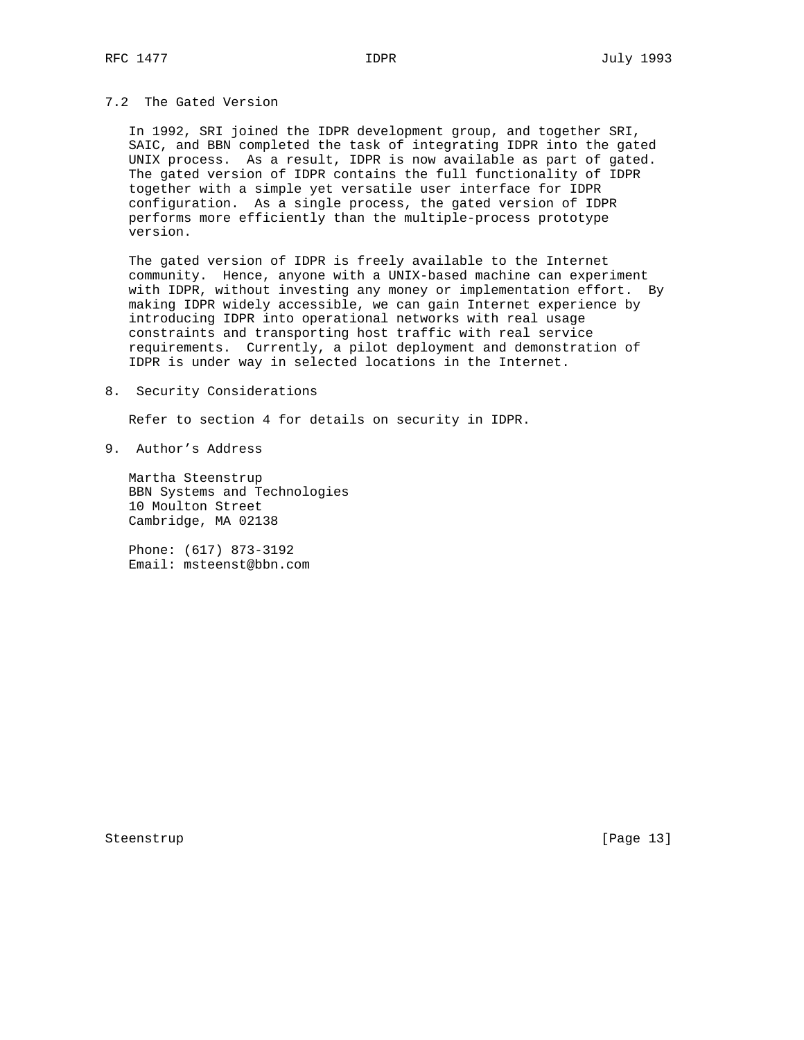### 7.2 The Gated Version

In 1992, SRI joined the IDPR development group, and together SRI, SAIC, and BBN completed the task of integrating IDPR into the gated UNIX process. As a result, IDPR is now available as part of gated. The gated version of IDPR contains the full functionality of IDPR together with a simple yet versatile user interface for IDPR configuration. As a single process, the gated version of IDPR performs more efficiently than the multiple-process prototype version.

The gated version of IDPR is freely available to the Internet community. Hence, anyone with a UNIX-based machine can experiment with IDPR, without investing any money or implementation effort. By making IDPR widely accessible, we can gain Internet experience by introducing IDPR into operational networks with real usage constraints and transporting host traffic with real service requirements. Currently, a pilot deployment and demonstration of IDPR is under way in selected locations in the Internet.

## 8. Security Considerations

Refer to section 4 for details on security in IDPR.

## 9. Author's Address

Martha Steenstrup
BBN Systems and Technologies
10 Moulton Street
Cambridge, MA 02138

Phone: (617) 873-3192
Email: msteenst@bbn.com